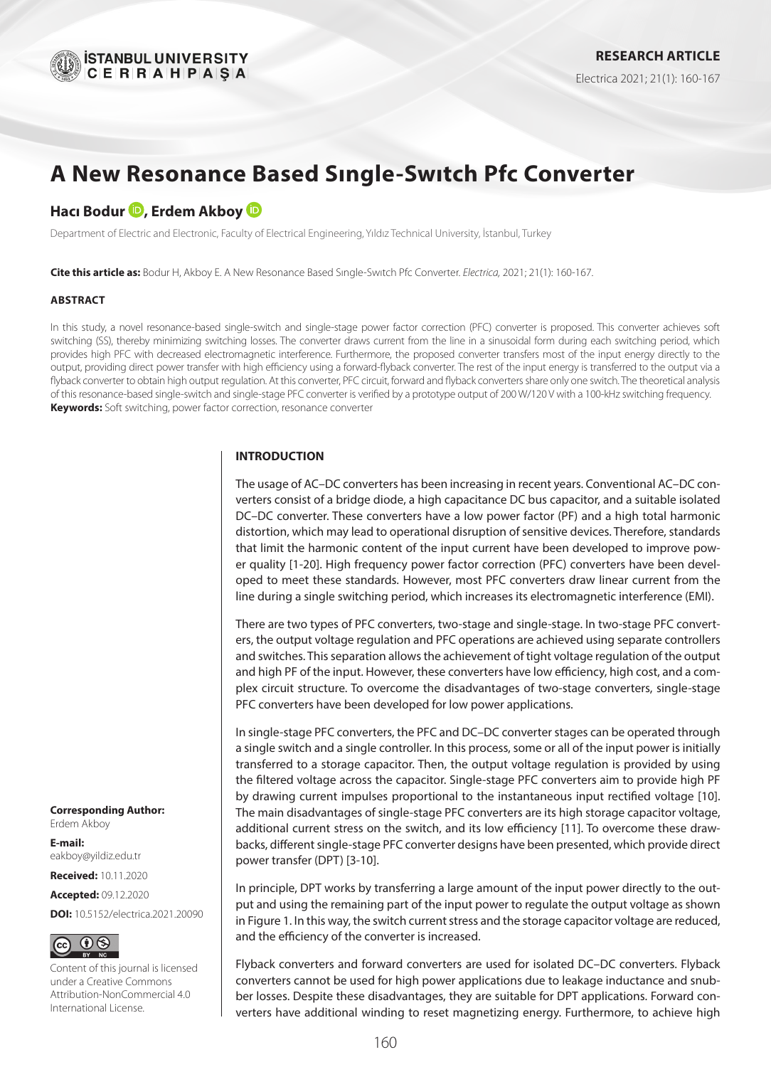# A New Resonance Based Sıngle-Swıtch Pfc Converter

**Hacı Bodur, Erdem Akboy**

Department of Electric and Electronic, Faculty of Electrical Engineering, Yıldız Technical University, İstanbul, Turkey

**Cite this article as:** Bodur H, Akboy E. A New Resonance Based Sıngle-Swıtch Pfc Converter. *Electrica,* 2021; 21(1): 160-167.

**ABSTRACT**

In this study, a novel resonance-based single-switch and single-stage power factor correction (PFC) converter is proposed. This converter achieves soft switching (SS), thereby minimizing switching losses. The converter draws current from the line in a sinusoidal form during each switching period, which provides high PFC with decreased electromagnetic interference. Furthermore, the proposed converter transfers most of the input energy directly to the output, providing direct power transfer with high efficiency using a forward-flyback converter. The rest of the input energy is transferred to the output via a flyback converter to obtain high output regulation. At this converter, PFC circuit, forward and flyback converters share only one switch. The theoretical analysis of this resonance-based single-switch and single-stage PFC converter is verified by a prototype output of 200 W/120 V with a 100-kHz switching frequency.

**Keywords:** Soft switching, power factor correction, resonance converter

**Corresponding Author:** Erdem Akboy

**E-mail:** eakboy@yildiz.edu.tr

**Received:** 10.11.2020

**Accepted:** 09.12.2020

**DOI:** 10.5152/electrica.2021.20090

Content of this journal is licensed under a Creative Commons Attribution-NonCommercial 4.0 International License.

## INTRODUCTION

The usage of AC–DC converters has been increasing in recent years. Conventional AC–DC converters consist of a bridge diode, a high capacitance DC bus capacitor, and a suitable isolated DC–DC converter. These converters have a low power factor (PF) and a high total harmonic distortion, which may lead to operational disruption of sensitive devices. Therefore, standards that limit the harmonic content of the input current have been developed to improve power quality [1-20]. High frequency power factor correction (PFC) converters have been developed to meet these standards. However, most PFC converters draw linear current from the line during a single switching period, which increases its electromagnetic interference (EMI).

There are two types of PFC converters, two-stage and single-stage. In two-stage PFC converters, the output voltage regulation and PFC operations are achieved using separate controllers and switches. This separation allows the achievement of tight voltage regulation of the output and high PF of the input. However, these converters have low efficiency, high cost, and a complex circuit structure. To overcome the disadvantages of two-stage converters, single-stage PFC converters have been developed for low power applications.

In single-stage PFC converters, the PFC and DC–DC converter stages can be operated through a single switch and a single controller. In this process, some or all of the input power is initially transferred to a storage capacitor. Then, the output voltage regulation is provided by using the filtered voltage across the capacitor. Single-stage PFC converters aim to provide high PF by drawing current impulses proportional to the instantaneous input rectified voltage [10]. The main disadvantages of single-stage PFC converters are its high storage capacitor voltage, additional current stress on the switch, and its low efficiency [11]. To overcome these drawbacks, different single-stage PFC converter designs have been presented, which provide direct power transfer (DPT) [3-10].

In principle, DPT works by transferring a large amount of the input power directly to the output and using the remaining part of the input power to regulate the output voltage as shown in Figure 1. In this way, the switch current stress and the storage capacitor voltage are reduced, and the efficiency of the converter is increased.

Flyback converters and forward converters are used for isolated DC–DC converters. Flyback converters cannot be used for high power applications due to leakage inductance and snubber losses. Despite these disadvantages, they are suitable for DPT applications. Forward converters have additional winding to reset magnetizing energy. Furthermore, to achieve high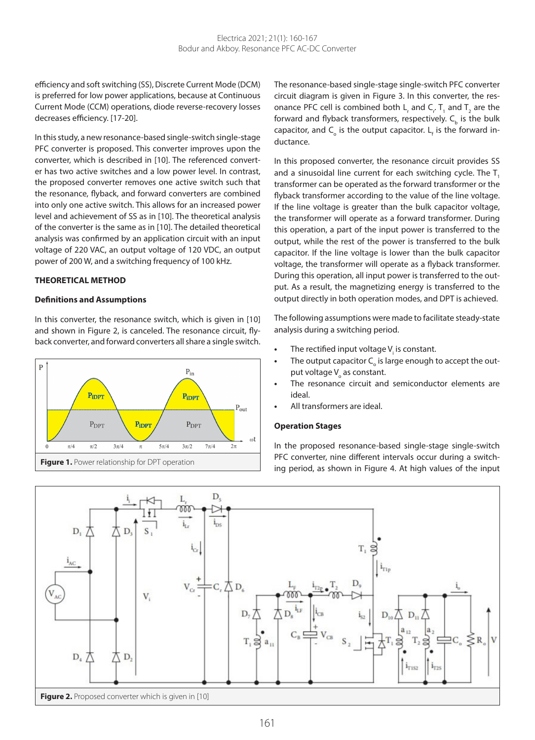efficiency and soft switching (SS), Discrete Current Mode (DCM) is preferred for low power applications, because at Continuous Current Mode (CCM) operations, diode reverse-recovery losses decreases efficiency. [17-20].

In this study, a new resonance-based single-switch single-stage PFC converter is proposed. This converter improves upon the converter, which is described in [10]. The referenced converter has two active switches and a low power level. In contrast, the proposed converter removes one active switch such that the resonance, flyback, and forward converters are combined into only one active switch. This allows for an increased power level and achievement of SS as in [10]. The theoretical analysis of the converter is the same as in [10]. The detailed theoretical analysis was confirmed by an application circuit with an input voltage of 220 VAC, an output voltage of 120 VDC, an output power of 200 W, and a switching frequency of 100 kHz.

## THEORETICAL METHOD

### Definitions and Assumptions

In this converter, the resonance switch, which is given in [10] and shown in Figure 2, is canceled. The resonance circuit, flyback converter, and forward converters all share a single switch.

**Figure 1.** Power relationship for DPT operation

The resonance-based single-stage single-switch PFC converter circuit diagram is given in Figure 3. In this converter, the resonance PFC cell is combined both $L_r$ and $C_r$. $T_1$ and $T_2$ are the forward and flyback transformers, respectively. $C_b$ is the bulk capacitor, and $C_o$ is the output capacitor. $L_f$ is the forward inductance.

In this proposed converter, the resonance circuit provides SS and a sinusoidal line current for each switching cycle. The $T_1$ transformer can be operated as the forward transformer or the flyback transformer according to the value of the line voltage. If the line voltage is greater than the bulk capacitor voltage, the transformer will operate as a forward transformer. During this operation, a part of the input power is transferred to the output, while the rest of the power is transferred to the bulk capacitor. If the line voltage is lower than the bulk capacitor voltage, the transformer will operate as a flyback transformer. During this operation, all input power is transferred to the output. As a result, the magnetizing energy is transferred to the output directly in both operation modes, and DPT is achieved.

The following assumptions were made to facilitate steady-state analysis during a switching period.

- The rectified input voltage $V_i$ is constant.
- The output capacitor $C_o$ is large enough to accept the output voltage $V_o$ as constant.
- The resonance circuit and semiconductor elements are ideal.
- All transformers are ideal.

### Operation Stages

In the proposed resonance-based single-stage single-switch PFC converter, nine different intervals occur during a switching period, as shown in Figure 4. At high values of the input

**Figure 2.** Proposed converter which is given in [10]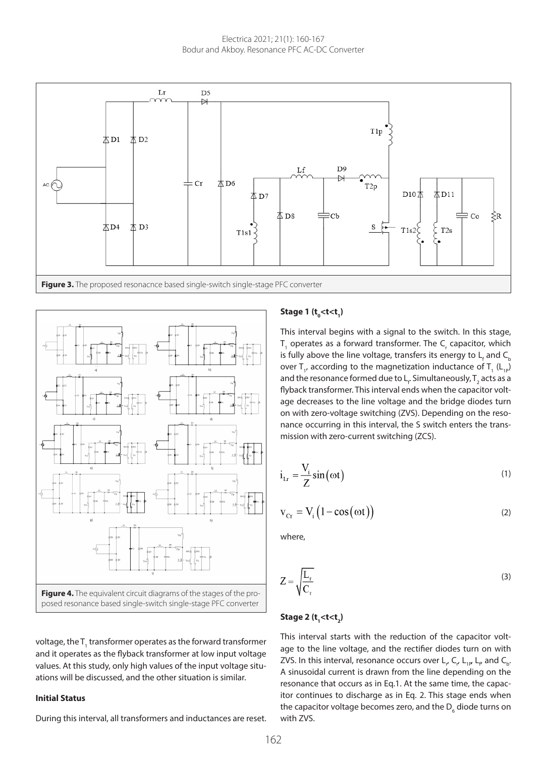**Figure 3.** The proposed resonacnce based single-switch single-stage PFC converter

**Figure 4.** The equivalent circuit diagrams of the stages of the proposed resonance based single-switch single-stage PFC converter

voltage, the $T_1$ transformer operates as the forward transformer and it operates as the flyback transformer at low input voltage values. At this study, only high values of the input voltage situations will be discussed, and the other situation is similar.

#### Initial Status

During this interval, all transformers and inductances are reset.

#### Stage 1 ($t_0<t<t_1$)

This interval begins with a signal to the switch. In this stage, $T_1$ operates as a forward transformer. The $C_r$ capacitor, which is fully above the line voltage, transfers its energy to $L_f$ and $C_b$ over $T_1$, according to the magnetization inductance of $T_1$ ($L_{1P}$) and the resonance formed due to $L_r$. Simultaneously, $T_2$ acts as a flyback transformer. This interval ends when the capacitor voltage decreases to the line voltage and the bridge diodes turn on with zero-voltage switching (ZVS). Depending on the resonance occurring in this interval, the S switch enters the transmission with zero-current switching (ZCS).

$$i_{Lr} = \frac{V_i}{Z}\sin(\omega t) \tag{1}$$

$$v_{Cr} = V_i\left(1-\cos(\omega t)\right) \tag{2}$$

where,

$$Z = \sqrt{\frac{L_r}{C_r}} \tag{3}$$

#### Stage 2 ($t_1<t<t_2$)

This interval starts with the reduction of the capacitor voltage to the line voltage, and the rectifier diodes turn on with ZVS. In this interval, resonance occurs over $L_r$, $C_r$, $L_{1P}$, $L_f$, and $C_b$. A sinusoidal current is drawn from the line depending on the resonance that occurs as in Eq.1. At the same time, the capacitor continues to discharge as in Eq. 2. This stage ends when the capacitor voltage becomes zero, and the $D_6$ diode turns on with ZVS.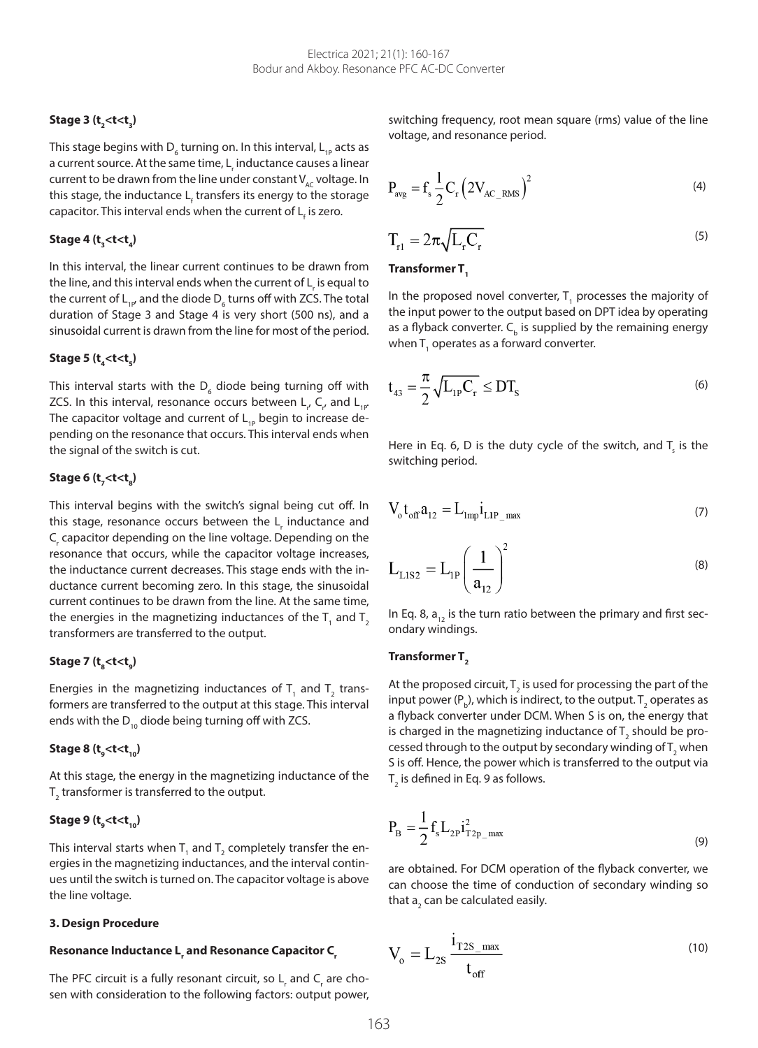**Stage 3 ($t_2<t<t_3$)**

This stage begins with $D_6$ turning on. In this interval, $L_{1P}$ acts as a current source. At the same time, $L_r$ inductance causes a linear current to be drawn from the line under constant $V_{AC}$ voltage. In this stage, the inductance $L_f$ transfers its energy to the storage capacitor. This interval ends when the current of $L_f$ is zero.

**Stage 4 ($t_3<t<t_4$)**

In this interval, the linear current continues to be drawn from the line, and this interval ends when the current of $L_r$ is equal to the current of $L_{1P}$, and the diode $D_6$ turns off with ZCS. The total duration of Stage 3 and Stage 4 is very short (500 ns), and a sinusoidal current is drawn from the line for most of the period.

**Stage 5 ($t_4<t<t_5$)**

This interval starts with the $D_6$ diode being turning off with ZCS. In this interval, resonance occurs between $L_r$, $C_r$, and $L_{1P}$. The capacitor voltage and current of $L_{1P}$ begin to increase depending on the resonance that occurs. This interval ends when the signal of the switch is cut.

**Stage 6 ($t_7<t<t_8$)**

This interval begins with the switch's signal being cut off. In this stage, resonance occurs between the $L_r$ inductance and $C_r$ capacitor depending on the line voltage. Depending on the resonance that occurs, while the capacitor voltage increases, the inductance current decreases. This stage ends with the inductance current becoming zero. In this stage, the sinusoidal current continues to be drawn from the line. At the same time, the energies in the magnetizing inductances of the $T_1$ and $T_2$ transformers are transferred to the output.

**Stage 7 ($t_8<t<t_9$)**

Energies in the magnetizing inductances of $T_1$ and $T_2$ transformers are transferred to the output at this stage. This interval ends with the $D_{10}$ diode being turning off with ZCS.

**Stage 8 ($t_9<t<t_{10}$)**

At this stage, the energy in the magnetizing inductance of the $T_2$ transformer is transferred to the output.

**Stage 9 ($t_9<t<t_{10}$)**

This interval starts when $T_1$ and $T_2$ completely transfer the energies in the magnetizing inductances, and the interval continues until the switch is turned on. The capacitor voltage is above the line voltage.

## 3. Design Procedure

**Resonance Inductance $L_r$ and Resonance Capacitor $C_r$**

The PFC circuit is a fully resonant circuit, so $L_r$ and $C_r$ are chosen with consideration to the following factors: output power, switching frequency, root mean square (rms) value of the line voltage, and resonance period.

$$P_{avg} = f_s \frac{1}{2} C_r \left(2V_{AC\_RMS}\right)^2 \tag{4}$$

$$T_{r1} = 2\pi\sqrt{L_r C_r} \tag{5}$$

**Transformer $T_1$**

In the proposed novel converter, $T_1$ processes the majority of the input power to the output based on DPT idea by operating as a flyback converter. $C_b$ is supplied by the remaining energy when $T_1$ operates as a forward converter.

$$t_{43} = \frac{\pi}{2}\sqrt{L_{1P} C_r} \le DT_S \tag{6}$$

Here in Eq. 6, D is the duty cycle of the switch, and $T_s$ is the switching period.

$$V_o t_{off} a_{12} = L_{1mp} i_{L1P\_max} \tag{7}$$

$$L_{L1S2} = L_{1P}\left(\frac{1}{a_{12}}\right)^2 \tag{8}$$

In Eq. 8, $a_{12}$ is the turn ratio between the primary and first secondary windings.

**Transformer $T_2$**

At the proposed circuit, $T_2$ is used for processing the part of the input power ($P_b$), which is indirect, to the output. $T_2$ operates as a flyback converter under DCM. When S is on, the energy that is charged in the magnetizing inductance of $T_2$ should be processed through to the output by secondary winding of $T_2$ when S is off. Hence, the power which is transferred to the output via $T_2$ is defined in Eq. 9 as follows.

$$P_B = \frac{1}{2} f_s L_{2P} i^2_{T2p\_max} \tag{9}$$

are obtained. For DCM operation of the flyback converter, we can choose the time of conduction of secondary winding so that $a_2$ can be calculated easily.

$$V_o = L_{2S}\frac{i_{T2S\_max}}{t_{off}} \tag{10}$$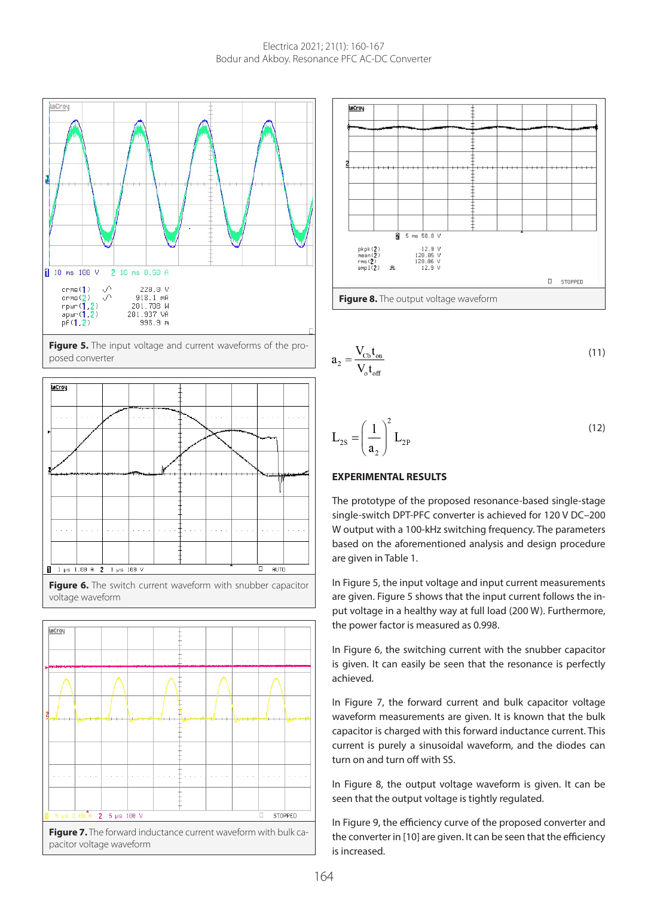Figure 5. The input voltage and current waveforms of the proposed converter

Figure 6. The switch current waveform with snubber capacitor voltage waveform

Figure 7. The forward inductance current waveform with bulk capacitor voltage waveform

Figure 8. The output voltage waveform

$$a_2 = \frac{V_{Cb} t_{on}}{V_o t_{off}} \tag{11}$$

$$L_{2S} = \left(\frac{1}{a_2}\right)^2 L_{2P} \tag{12}$$

## EXPERIMENTAL RESULTS

The prototype of the proposed resonance-based single-stage single-switch DPT-PFC converter is achieved for 120 V DC–200 W output with a 100-kHz switching frequency. The parameters based on the aforementioned analysis and design procedure are given in Table 1.

In Figure 5, the input voltage and input current measurements are given. Figure 5 shows that the input current follows the input voltage in a healthy way at full load (200 W). Furthermore, the power factor is measured as 0.998.

In Figure 6, the switching current with the snubber capacitor is given. It can easily be seen that the resonance is perfectly achieved.

In Figure 7, the forward current and bulk capacitor voltage waveform measurements are given. It is known that the bulk capacitor is charged with this forward inductance current. This current is purely a sinusoidal waveform, and the diodes can turn on and turn off with SS.

In Figure 8, the output voltage waveform is given. It can be seen that the output voltage is tightly regulated.

In Figure 9, the efficiency curve of the proposed converter and the converter in [10] are given. It can be seen that the efficiency is increased.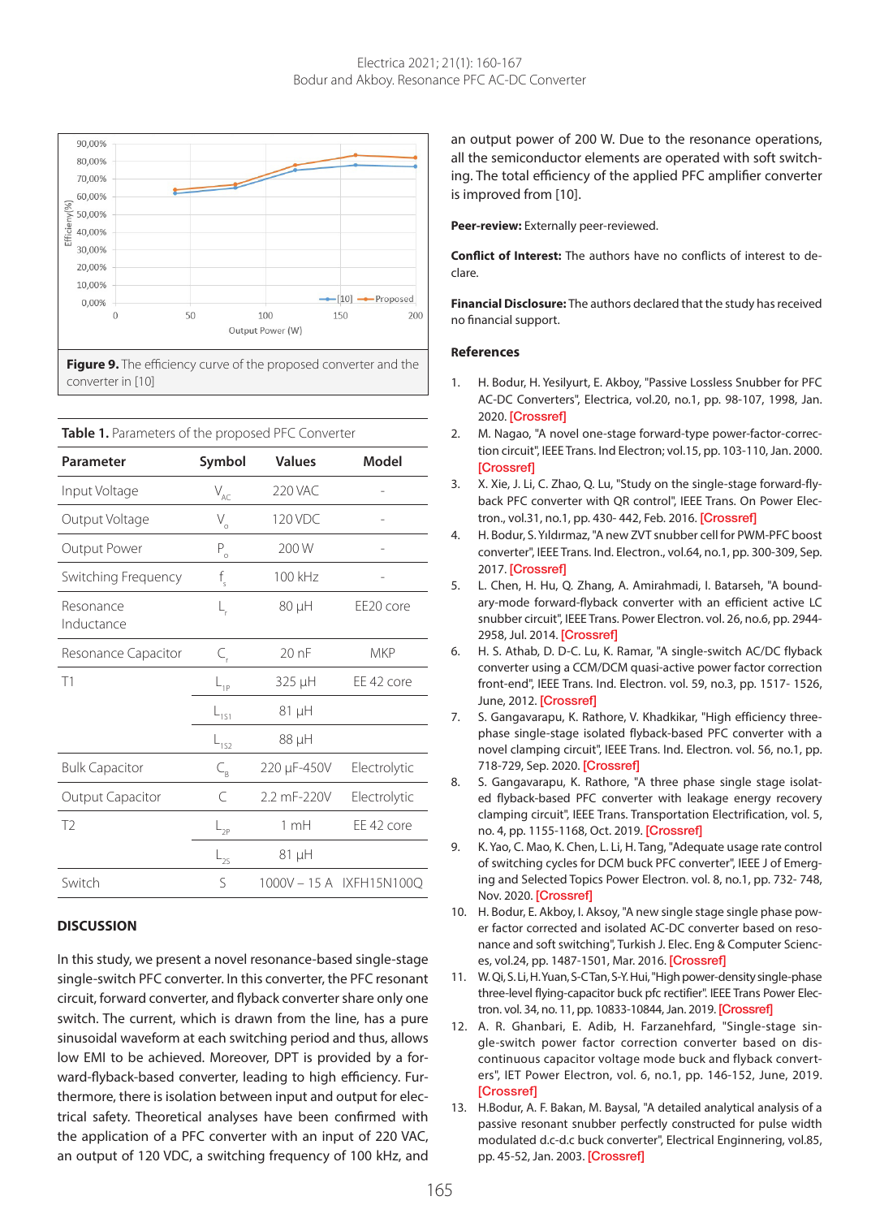Figure 9. The efficiency curve of the proposed converter and the converter in [10]

Table 1. Parameters of the proposed PFC Converter

| Parameter | Symbol | Values | Model |
|---|---|---|---|
| Input Voltage | $V_{AC}$ | 220 VAC | - |
| Output Voltage | $V_o$ | 120 VDC | - |
| Output Power | $P_o$ | 200 W | - |
| Switching Frequency | $f_s$ | 100 kHz | - |
| Resonance Inductance | $L_r$ | 80 µH | EE20 core |
| Resonance Capacitor | $C_r$ | 20 nF | MKP |
| T1 | $L_{1P}$ | 325 µH | EE 42 core |
| | $L_{1S1}$ | 81 µH | |
| | $L_{1S2}$ | 88 µH | |
| Bulk Capacitor | $C_B$ | 220 µF-450V | Electrolytic |
| Output Capacitor | C | 2.2 mF-220V | Electrolytic |
| T2 | $L_{2P}$ | 1 mH | EE 42 core |
| | $L_{2S}$ | 81 µH | |
| Switch | S | 1000V – 15 A | IXFH15N100Q |

## DISCUSSION

In this study, we present a novel resonance-based single-stage single-switch PFC converter. In this converter, the PFC resonant circuit, forward converter, and flyback converter share only one switch. The current, which is drawn from the line, has a pure sinusoidal waveform at each switching period and thus, allows low EMI to be achieved. Moreover, DPT is provided by a forward-flyback-based converter, leading to high efficiency. Furthermore, there is isolation between input and output for electrical safety. Theoretical analyses have been confirmed with the application of a PFC converter with an input of 220 VAC, an output of 120 VDC, a switching frequency of 100 kHz, and an output power of 200 W. Due to the resonance operations, all the semiconductor elements are operated with soft switching. The total efficiency of the applied PFC amplifier converter is improved from [10].

**Peer-review:** Externally peer-reviewed.

**Conflict of Interest:** The authors have no conflicts of interest to declare.

**Financial Disclosure:** The authors declared that the study has received no financial support.

## References

1. H. Bodur, H. Yesilyurt, E. Akboy, "Passive Lossless Snubber for PFC AC-DC Converters", Electrica, vol.20, no.1, pp. 98-107, 1998, Jan. 2020. [Crossref]
2. M. Nagao, "A novel one-stage forward-type power-factor-correction circuit", IEEE Trans. Ind Electron; vol.15, pp. 103-110, Jan. 2000. [Crossref]
3. X. Xie, J. Li, C. Zhao, Q. Lu, "Study on the single-stage forward-flyback PFC converter with QR control", IEEE Trans. On Power Electron., vol.31, no.1, pp. 430- 442, Feb. 2016. [Crossref]
4. H. Bodur, S. Yıldırmaz, "A new ZVT snubber cell for PWM-PFC boost converter", IEEE Trans. Ind. Electron., vol.64, no.1, pp. 300-309, Sep. 2017. [Crossref]
5. L. Chen, H. Hu, Q. Zhang, A. Amirahmadi, I. Batarseh, "A boundary-mode forward-flyback converter with an efficient active LC snubber circuit", IEEE Trans. Power Electron. vol. 26, no.6, pp. 2944-2958, Jul. 2014. [Crossref]
6. H. S. Athab, D. D-C. Lu, K. Ramar, "A single-switch AC/DC flyback converter using a CCM/DCM quasi-active power factor correction front-end", IEEE Trans. Ind. Electron. vol. 59, no.3, pp. 1517- 1526, June, 2012. [Crossref]
7. S. Gangavarapu, K. Rathore, V. Khadkikar, "High efficiency three-phase single-stage isolated flyback-based PFC converter with a novel clamping circuit", IEEE Trans. Ind. Electron. vol. 56, no.1, pp. 718-729, Sep. 2020. [Crossref]
8. S. Gangavarapu, K. Rathore, "A three phase single stage isolated flyback-based PFC converter with leakage energy recovery clamping circuit", IEEE Trans. Transportation Electrification, vol. 5, no. 4, pp. 1155-1168, Oct. 2019. [Crossref]
9. K. Yao, C. Mao, K. Chen, L. Li, H. Tang, "Adequate usage rate control of switching cycles for DCM buck PFC converter", IEEE J of Emerging and Selected Topics Power Electron. vol. 8, no.1, pp. 732- 748, Nov. 2020. [Crossref]
10. H. Bodur, E. Akboy, I. Aksoy, "A new single stage single phase power factor corrected and isolated AC-DC converter based on resonance and soft switching", Turkish J. Elec. Eng & Computer Sciences, vol.24, pp. 1487-1501, Mar. 2016. [Crossref]
11. W. Qi, S. Li, H. Yuan, S-C Tan, S-Y. Hui, "High power-density single-phase three-level flying-capacitor buck pfc rectifier". IEEE Trans Power Electron. vol. 34, no. 11, pp. 10833-10844, Jan. 2019. [Crossref]
12. A. R. Ghanbari, E. Adib, H. Farzanehfard, "Single-stage single-switch power factor correction converter based on discontinuous capacitor voltage mode buck and flyback converters", IET Power Electron, vol. 6, no.1, pp. 146-152, June, 2019. [Crossref]
13. H.Bodur, A. F. Bakan, M. Baysal, "A detailed analytical analysis of a passive resonant snubber perfectly constructed for pulse width modulated d.c-d.c buck converter", Electrical Enginnering, vol.85, pp. 45-52, Jan. 2003. [Crossref]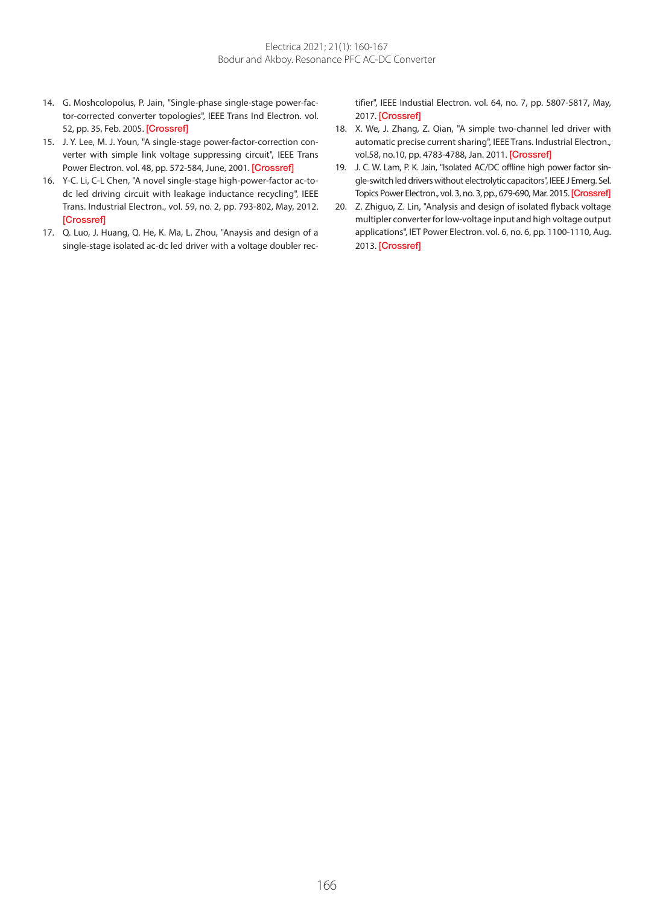14. G. Moshcolopolus, P. Jain, "Single-phase single-stage power-factor-corrected converter topologies", IEEE Trans Ind Electron. vol. 52, pp. 35, Feb. 2005. [Crossref]
15. J. Y. Lee, M. J. Youn, "A single-stage power-factor-correction converter with simple link voltage suppressing circuit", IEEE Trans Power Electron. vol. 48, pp. 572-584, June, 2001. [Crossref]
16. Y-C. Li, C-L Chen, "A novel single-stage high-power-factor ac-to-dc led driving circuit with leakage inductance recycling", IEEE Trans. Industrial Electron., vol. 59, no. 2, pp. 793-802, May, 2012. [Crossref]
17. Q. Luo, J. Huang, Q. He, K. Ma, L. Zhou, "Anaysis and design of a single-stage isolated ac-dc led driver with a voltage doubler rectifier", IEEE Industial Electron. vol. 64, no. 7, pp. 5807-5817, May, 2017. [Crossref]
18. X. We, J. Zhang, Z. Qian, "A simple two-channel led driver with automatic precise current sharing", IEEE Trans. Industrial Electron., vol.58, no.10, pp. 4783-4788, Jan. 2011. [Crossref]
19. J. C. W. Lam, P. K. Jain, "Isolated AC/DC offline high power factor single-switch led drivers without electrolytic capacitors", IEEE J Emerg. Sel. Topics Power Electron., vol. 3, no. 3, pp., 679-690, Mar. 2015. [Crossref]
20. Z. Zhiguo, Z. Lin, "Analysis and design of isolated flyback voltage multipler converter for low-voltage input and high voltage output applications", IET Power Electron. vol. 6, no. 6, pp. 1100-1110, Aug. 2013. [Crossref]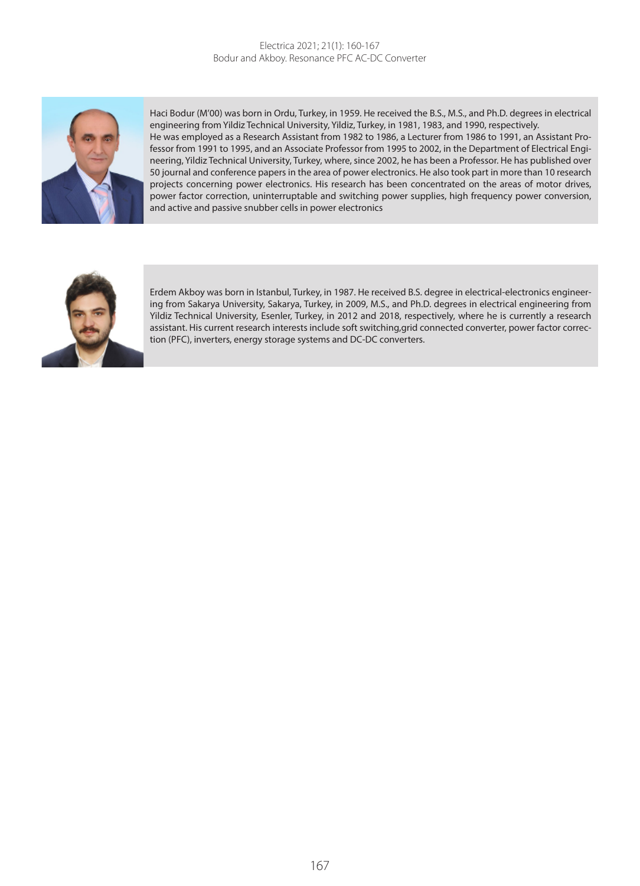Haci Bodur (M'00) was born in Ordu, Turkey, in 1959. He received the B.S., M.S., and Ph.D. degrees in electrical engineering from Yildiz Technical University, Yildiz, Turkey, in 1981, 1983, and 1990, respectively.
He was employed as a Research Assistant from 1982 to 1986, a Lecturer from 1986 to 1991, an Assistant Professor from 1991 to 1995, and an Associate Professor from 1995 to 2002, in the Department of Electrical Engineering, Yildiz Technical University, Turkey, where, since 2002, he has been a Professor. He has published over 50 journal and conference papers in the area of power electronics. He also took part in more than 10 research projects concerning power electronics. His research has been concentrated on the areas of motor drives, power factor correction, uninterruptable and switching power supplies, high frequency power conversion, and active and passive snubber cells in power electronics

Erdem Akboy was born in Istanbul, Turkey, in 1987. He received B.S. degree in electrical-electronics engineering from Sakarya University, Sakarya, Turkey, in 2009, M.S., and Ph.D. degrees in electrical engineering from Yildiz Technical University, Esenler, Turkey, in 2012 and 2018, respectively, where he is currently a research assistant. His current research interests include soft switching,grid connected converter, power factor correction (PFC), inverters, energy storage systems and DC-DC converters.